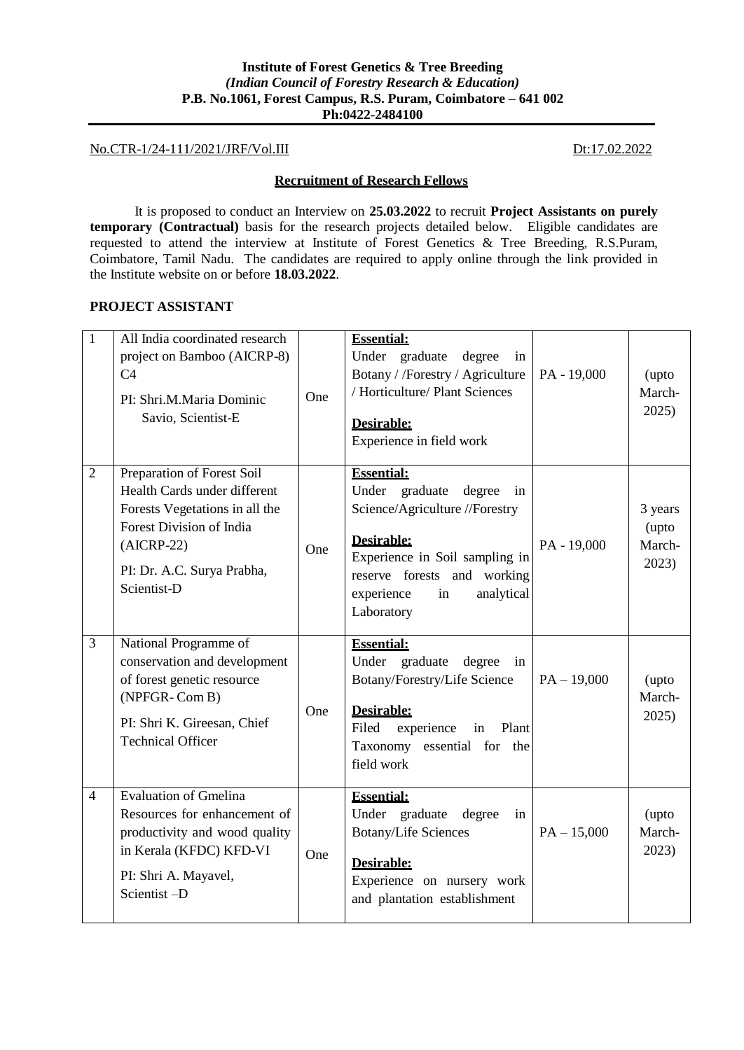**Institute of Forest Genetics & Tree Breeding**
***(Indian Council of Forestry Research & Education)***
**P.B. No.1061, Forest Campus, R.S. Puram, Coimbatore – 641 002**
**Ph:0422-2484100**

No.CTR-1/24-111/2021/JRF/Vol.III Dt:17.02.2022

## Recruitment of Research Fellows

It is proposed to conduct an Interview on **25.03.2022** to recruit **Project Assistants on purely temporary (Contractual)** basis for the research projects detailed below. Eligible candidates are requested to attend the interview at Institute of Forest Genetics & Tree Breeding, R.S.Puram, Coimbatore, Tamil Nadu. The candidates are required to apply online through the link provided in the Institute website on or before **18.03.2022**.

### PROJECT ASSISTANT

| | | | | | |
|---|---|---|---|---|---|
| 1 | All India coordinated research project on Bamboo (AICRP-8) C4<br>PI: Shri.M.Maria Dominic Savio, Scientist-E | One | **Essential:**<br>Under graduate degree in Botany / /Forestry / Agriculture / Horticulture/ Plant Sciences<br>**Desirable:**<br>Experience in field work | PA - 19,000 | (upto March-2025) |
| 2 | Preparation of Forest Soil Health Cards under different Forests Vegetations in all the Forest Division of India (AICRP-22)<br>PI: Dr. A.C. Surya Prabha, Scientist-D | One | **Essential:**<br>Under graduate degree in Science/Agriculture //Forestry<br>**Desirable:**<br>Experience in Soil sampling in reserve forests and working experience in analytical Laboratory | PA - 19,000 | 3 years (upto March-2023) |
| 3 | National Programme of conservation and development of forest genetic resource (NPFGR- Com B)<br>PI: Shri K. Gireesan, Chief Technical Officer | One | **Essential:**<br>Under graduate degree in Botany/Forestry/Life Science<br>**Desirable:**<br>Filed experience in Plant Taxonomy essential for the field work | PA – 19,000 | (upto March-2025) |
| 4 | Evaluation of Gmelina Resources for enhancement of productivity and wood quality in Kerala (KFDC) KFD-VI<br>PI: Shri A. Mayavel, Scientist –D | One | **Essential:**<br>Under graduate degree in Botany/Life Sciences<br>**Desirable:**<br>Experience on nursery work and plantation establishment | PA – 15,000 | (upto March-2023) |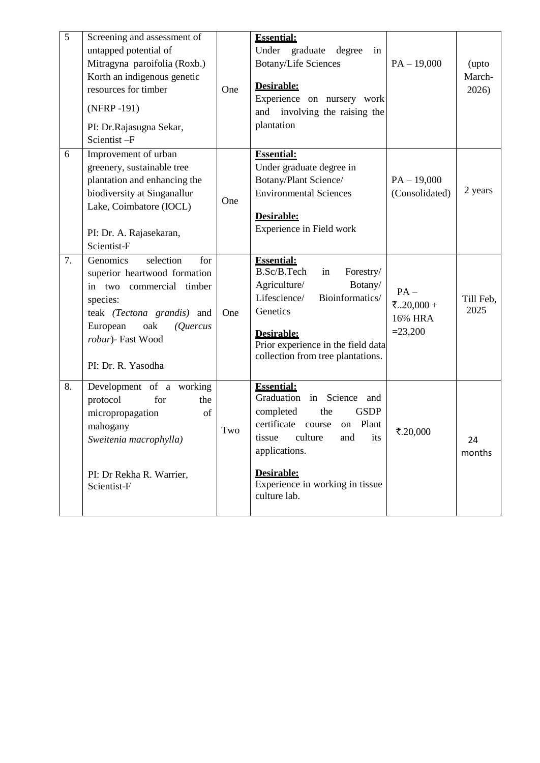| 5 | Screening and assessment of untapped potential of Mitragyna paroifolia (Roxb.) Korth an indigenous genetic resources for timber<br><br>(NFRP -191)<br><br>PI: Dr.Rajasugna Sekar, Scientist –F | One | **Essential:**<br>Under graduate degree in Botany/Life Sciences<br><br>**Desirable:**<br>Experience on nursery work and involving the raising the plantation | PA – 19,000 | (upto March-2026) |
|---|---|---|---|---|---|
| 6 | Improvement of urban greenery, sustainable tree plantation and enhancing the biodiversity at Singanallur Lake, Coimbatore (IOCL)<br><br>PI: Dr. A. Rajasekaran, Scientist-F | One | **Essential:**<br>Under graduate degree in Botany/Plant Science/ Environmental Sciences<br><br>**Desirable:**<br>Experience in Field work | PA – 19,000 (Consolidated) | 2 years |
| 7. | Genomics selection for superior heartwood formation in two commercial timber species:<br>teak *(Tectona grandis)* and European oak *(Quercus robur*)- Fast Wood<br><br>PI: Dr. R. Yasodha | One | **Essential:**<br>B.Sc/B.Tech in Forestry/ Agriculture/ Botany/ Lifescience/ Bioinformatics/ Genetics<br><br>**Desirable:**<br>Prior experience in the field data collection from tree plantations. | PA – ₹..20,000 + 16% HRA =23,200 | Till Feb, 2025 |
| 8. | Development of a working protocol for the micropropagation of mahogany *Sweitenia macrophylla)*<br><br>PI: Dr Rekha R. Warrier, Scientist-F | Two | **Essential:**<br>Graduation in Science and completed the GSDP certificate course on Plant tissue culture and its applications.<br><br>**Desirable:**<br>Experience in working in tissue culture lab. | ₹.20,000 | 24 months |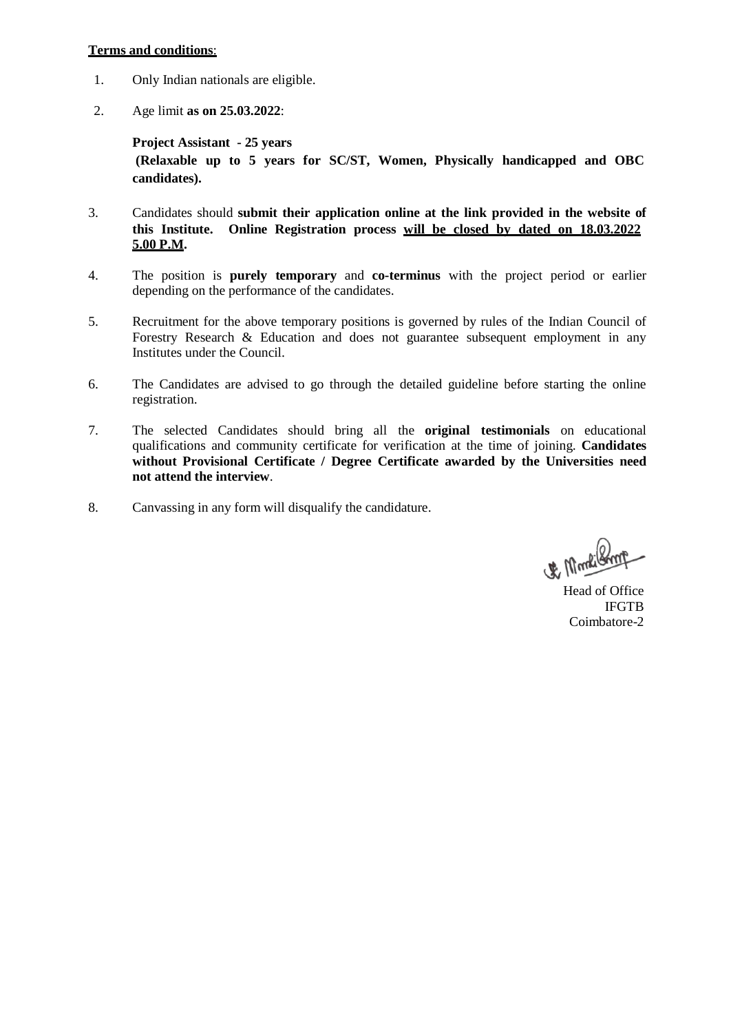**<u>Terms and conditions</u>**:

1. Only Indian nationals are eligible.

2. Age limit **as on 25.03.2022**:

   **Project Assistant - 25 years**
   **(Relaxable up to 5 years for SC/ST, Women, Physically handicapped and OBC candidates).**

3. Candidates should **submit their application online at the link provided in the website of this Institute. Online Registration process <u>will be closed by dated on 18.03.2022 5.00 P.M</u>.**

4. The position is **purely temporary** and **co-terminus** with the project period or earlier depending on the performance of the candidates.

5. Recruitment for the above temporary positions is governed by rules of the Indian Council of Forestry Research & Education and does not guarantee subsequent employment in any Institutes under the Council.

6. The Candidates are advised to go through the detailed guideline before starting the online registration.

7. The selected Candidates should bring all the **original testimonials** on educational qualifications and community certificate for verification at the time of joining. **Candidates without Provisional Certificate / Degree Certificate awarded by the Universities need not attend the interview**.

8. Canvassing in any form will disqualify the candidature.

Head of Office
IFGTB
Coimbatore-2